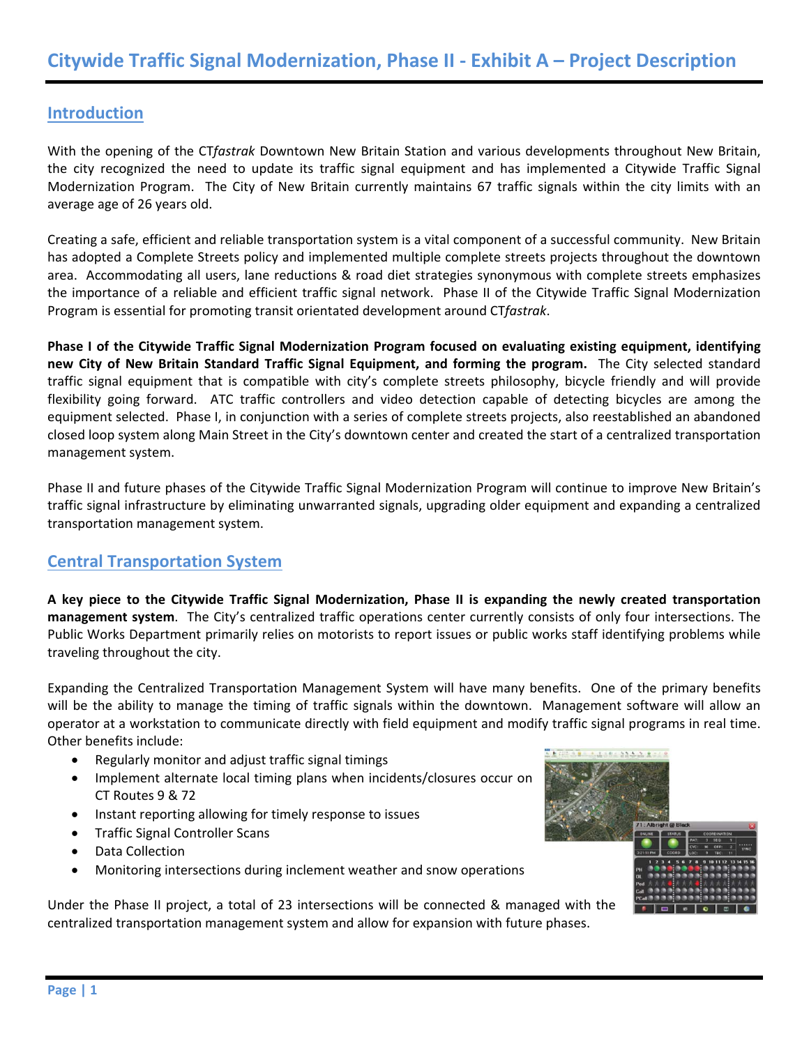# Citywide Traffic Signal Modernization, Phase II - Exhibit A – Project Description

## Introduction

With the opening of the CT*fastrak* Downtown New Britain Station and various developments throughout New Britain, the city recognized the need to update its traffic signal equipment and has implemented a Citywide Traffic Signal Modernization Program. The City of New Britain currently maintains 67 traffic signals within the city limits with an average age of 26 years old.

Creating a safe, efficient and reliable transportation system is a vital component of a successful community. New Britain has adopted a Complete Streets policy and implemented multiple complete streets projects throughout the downtown area. Accommodating all users, lane reductions & road diet strategies synonymous with complete streets emphasizes the importance of a reliable and efficient traffic signal network. Phase II of the Citywide Traffic Signal Modernization Program is essential for promoting transit orientated development around CT*fastrak*.

**Phase I of the Citywide Traffic Signal Modernization Program focused on evaluating existing equipment, identifying new City of New Britain Standard Traffic Signal Equipment, and forming the program.** The City selected standard traffic signal equipment that is compatible with city's complete streets philosophy, bicycle friendly and will provide flexibility going forward. ATC traffic controllers and video detection capable of detecting bicycles are among the equipment selected. Phase I, in conjunction with a series of complete streets projects, also reestablished an abandoned closed loop system along Main Street in the City's downtown center and created the start of a centralized transportation management system.

Phase II and future phases of the Citywide Traffic Signal Modernization Program will continue to improve New Britain's traffic signal infrastructure by eliminating unwarranted signals, upgrading older equipment and expanding a centralized transportation management system.

## Central Transportation System

**A key piece to the Citywide Traffic Signal Modernization, Phase II is expanding the newly created transportation management system**. The City's centralized traffic operations center currently consists of only four intersections. The Public Works Department primarily relies on motorists to report issues or public works staff identifying problems while traveling throughout the city.

Expanding the Centralized Transportation Management System will have many benefits. One of the primary benefits will be the ability to manage the timing of traffic signals within the downtown. Management software will allow an operator at a workstation to communicate directly with field equipment and modify traffic signal programs in real time. Other benefits include:

- Regularly monitor and adjust traffic signal timings
- Implement alternate local timing plans when incidents/closures occur on CT Routes 9 & 72
- Instant reporting allowing for timely response to issues
- Traffic Signal Controller Scans
- Data Collection
- Monitoring intersections during inclement weather and snow operations

Under the Phase II project, a total of 23 intersections will be connected & managed with the centralized transportation management system and allow for expansion with future phases.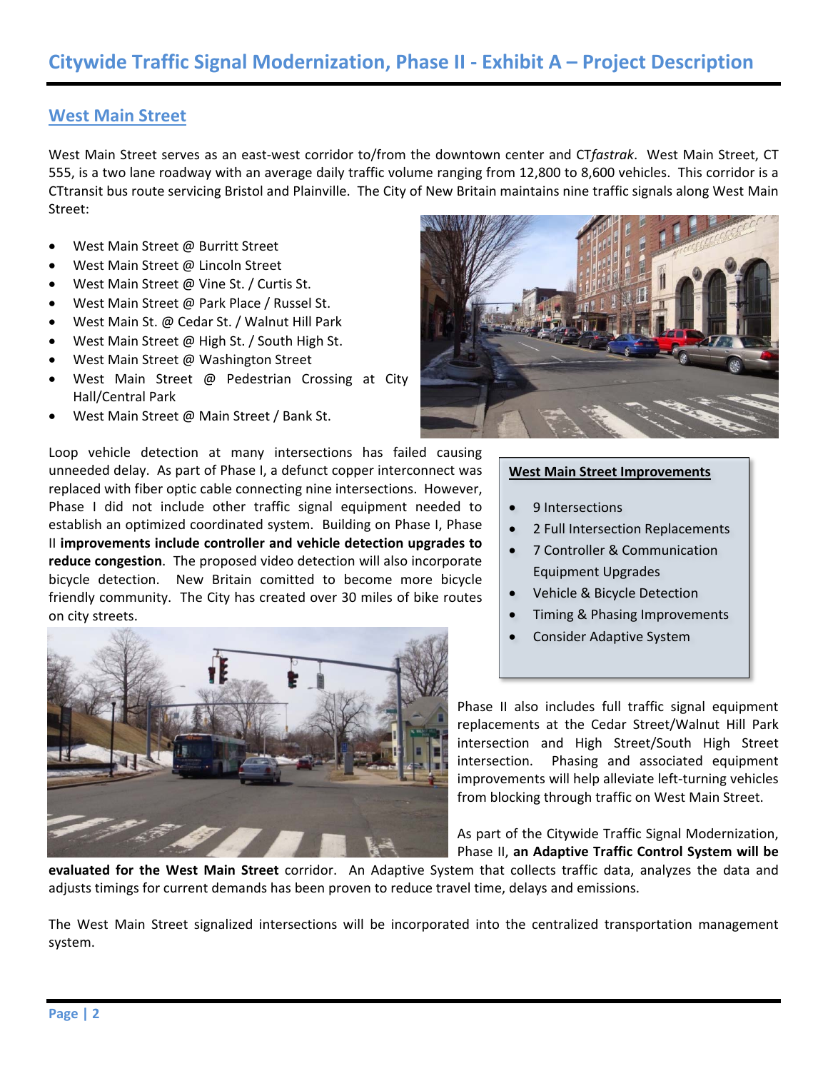# Citywide Traffic Signal Modernization, Phase II - Exhibit A – Project Description

## West Main Street

West Main Street serves as an east-west corridor to/from the downtown center and CT*fastrak*. West Main Street, CT 555, is a two lane roadway with an average daily traffic volume ranging from 12,800 to 8,600 vehicles. This corridor is a CTtransit bus route servicing Bristol and Plainville. The City of New Britain maintains nine traffic signals along West Main Street:

- West Main Street @ Burritt Street
- West Main Street @ Lincoln Street
- West Main Street @ Vine St. / Curtis St.
- West Main Street @ Park Place / Russel St.
- West Main St. @ Cedar St. / Walnut Hill Park
- West Main Street @ High St. / South High St.
- West Main Street @ Washington Street
- West Main Street @ Pedestrian Crossing at City Hall/Central Park
- West Main Street @ Main Street / Bank St.

Loop vehicle detection at many intersections has failed causing unneeded delay. As part of Phase I, a defunct copper interconnect was replaced with fiber optic cable connecting nine intersections. However, Phase I did not include other traffic signal equipment needed to establish an optimized coordinated system. Building on Phase I, Phase II **improvements include controller and vehicle detection upgrades to reduce congestion**. The proposed video detection will also incorporate bicycle detection. New Britain committed to become more bicycle friendly community. The City has created over 30 miles of bike routes on city streets.

**West Main Street Improvements**

- 9 Intersections
- 2 Full Intersection Replacements
- 7 Controller & Communication Equipment Upgrades
- Vehicle & Bicycle Detection
- Timing & Phasing Improvements
- Consider Adaptive System

Phase II also includes full traffic signal equipment replacements at the Cedar Street/Walnut Hill Park intersection and High Street/South High Street intersection. Phasing and associated equipment improvements will help alleviate left-turning vehicles from blocking through traffic on West Main Street.

As part of the Citywide Traffic Signal Modernization, Phase II, **an Adaptive Traffic Control System will be evaluated for the West Main Street** corridor. An Adaptive System that collects traffic data, analyzes the data and adjusts timings for current demands has been proven to reduce travel time, delays and emissions.

The West Main Street signalized intersections will be incorporated into the centralized transportation management system.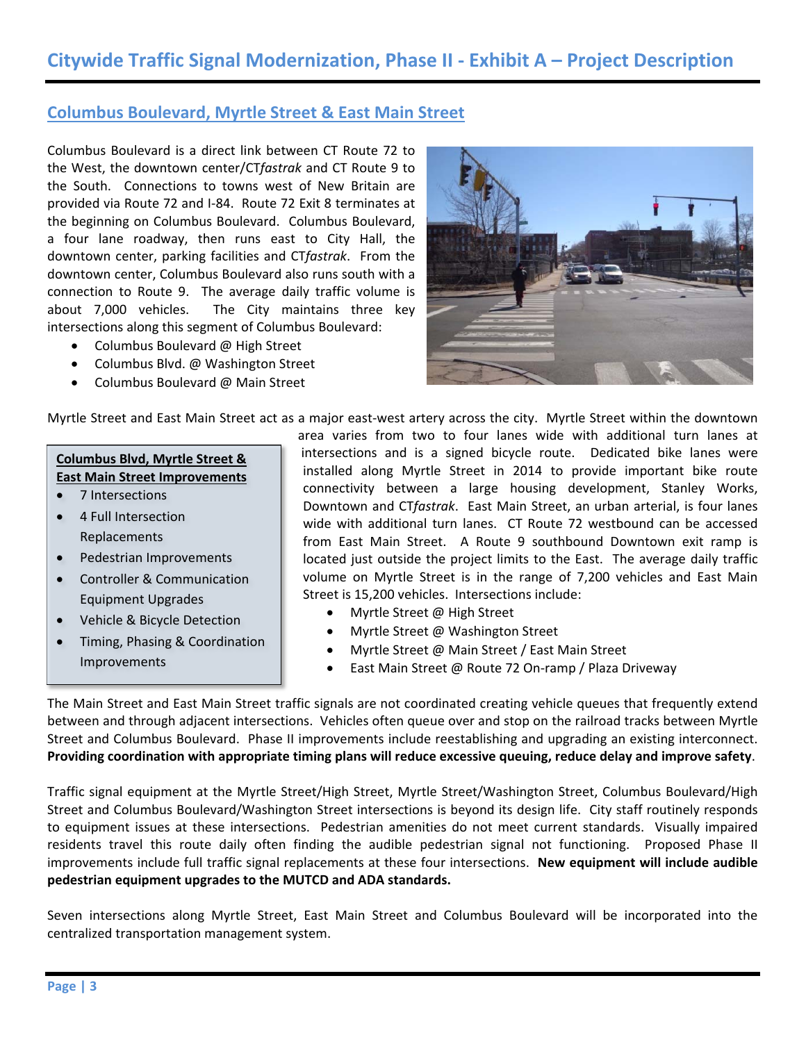# Citywide Traffic Signal Modernization, Phase II - Exhibit A – Project Description

## Columbus Boulevard, Myrtle Street & East Main Street

Columbus Boulevard is a direct link between CT Route 72 to the West, the downtown center/CT*fastrak* and CT Route 9 to the South. Connections to towns west of New Britain are provided via Route 72 and I-84. Route 72 Exit 8 terminates at the beginning on Columbus Boulevard. Columbus Boulevard, a four lane roadway, then runs east to City Hall, the downtown center, parking facilities and CT*fastrak*. From the downtown center, Columbus Boulevard also runs south with a connection to Route 9. The average daily traffic volume is about 7,000 vehicles. The City maintains three key intersections along this segment of Columbus Boulevard:

- Columbus Boulevard @ High Street
- Columbus Blvd. @ Washington Street
- Columbus Boulevard @ Main Street

Myrtle Street and East Main Street act as a major east-west artery across the city. Myrtle Street within the downtown area varies from two to four lanes wide with additional turn lanes at intersections and is a signed bicycle route. Dedicated bike lanes were installed along Myrtle Street in 2014 to provide important bike route connectivity between a large housing development, Stanley Works, Downtown and CT*fastrak*. East Main Street, an urban arterial, is four lanes wide with additional turn lanes. CT Route 72 westbound can be accessed from East Main Street. A Route 9 southbound Downtown exit ramp is located just outside the project limits to the East. The average daily traffic volume on Myrtle Street is in the range of 7,200 vehicles and East Main Street is 15,200 vehicles. Intersections include:

- Myrtle Street @ High Street
- Myrtle Street @ Washington Street
- Myrtle Street @ Main Street / East Main Street
- East Main Street @ Route 72 On-ramp / Plaza Driveway

**Columbus Blvd, Myrtle Street & East Main Street Improvements**

- 7 Intersections
- 4 Full Intersection Replacements
- Pedestrian Improvements
- Controller & Communication Equipment Upgrades
- Vehicle & Bicycle Detection
- Timing, Phasing & Coordination Improvements

The Main Street and East Main Street traffic signals are not coordinated creating vehicle queues that frequently extend between and through adjacent intersections. Vehicles often queue over and stop on the railroad tracks between Myrtle Street and Columbus Boulevard. Phase II improvements include reestablishing and upgrading an existing interconnect. **Providing coordination with appropriate timing plans will reduce excessive queuing, reduce delay and improve safety**.

Traffic signal equipment at the Myrtle Street/High Street, Myrtle Street/Washington Street, Columbus Boulevard/High Street and Columbus Boulevard/Washington Street intersections is beyond its design life. City staff routinely responds to equipment issues at these intersections. Pedestrian amenities do not meet current standards. Visually impaired residents travel this route daily often finding the audible pedestrian signal not functioning. Proposed Phase II improvements include full traffic signal replacements at these four intersections. **New equipment will include audible pedestrian equipment upgrades to the MUTCD and ADA standards.**

Seven intersections along Myrtle Street, East Main Street and Columbus Boulevard will be incorporated into the centralized transportation management system.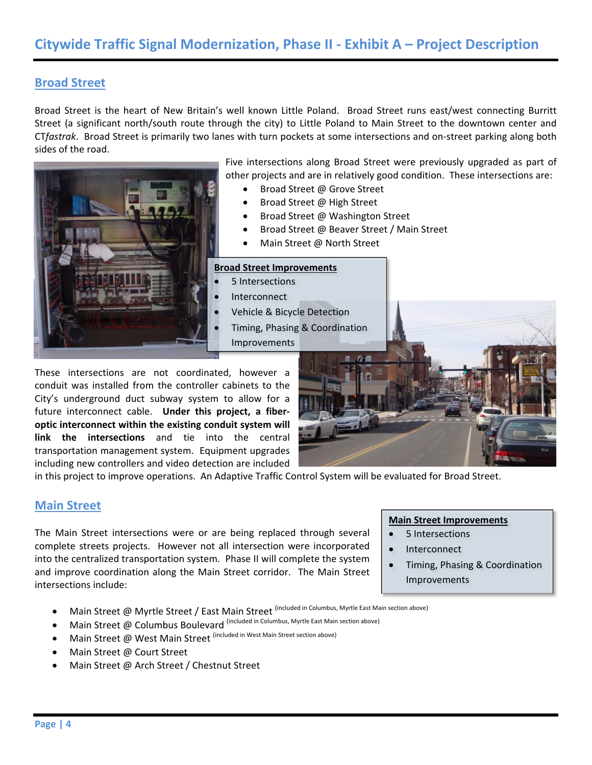# Citywide Traffic Signal Modernization, Phase II - Exhibit A – Project Description

## Broad Street

Broad Street is the heart of New Britain's well known Little Poland. Broad Street runs east/west connecting Burritt Street (a significant north/south route through the city) to Little Poland to Main Street to the downtown center and CT*fastrak*. Broad Street is primarily two lanes with turn pockets at some intersections and on-street parking along both sides of the road.

Five intersections along Broad Street were previously upgraded as part of other projects and are in relatively good condition. These intersections are:

- Broad Street @ Grove Street
- Broad Street @ High Street
- Broad Street @ Washington Street
- Broad Street @ Beaver Street / Main Street
- Main Street @ North Street

**Broad Street Improvements**

- 5 Intersections
- Interconnect
- Vehicle & Bicycle Detection
- Timing, Phasing & Coordination Improvements

These intersections are not coordinated, however a conduit was installed from the controller cabinets to the City's underground duct subway system to allow for a future interconnect cable. **Under this project, a fiber-optic interconnect within the existing conduit system will link the intersections** and tie into the central transportation management system. Equipment upgrades including new controllers and video detection are included in this project to improve operations. An Adaptive Traffic Control System will be evaluated for Broad Street.

## Main Street

The Main Street intersections were or are being replaced through several complete streets projects. However not all intersection were incorporated into the centralized transportation system. Phase II will complete the system and improve coordination along the Main Street corridor. The Main Street intersections include:

**Main Street Improvements**

- 5 Intersections
- Interconnect
- Timing, Phasing & Coordination Improvements

- Main Street @ Myrtle Street / East Main Street (included in Columbus, Myrtle East Main section above)
- Main Street @ Columbus Boulevard (included in Columbus, Myrtle East Main section above)
- Main Street @ West Main Street (included in West Main Street section above)
- Main Street @ Court Street
- Main Street @ Arch Street / Chestnut Street